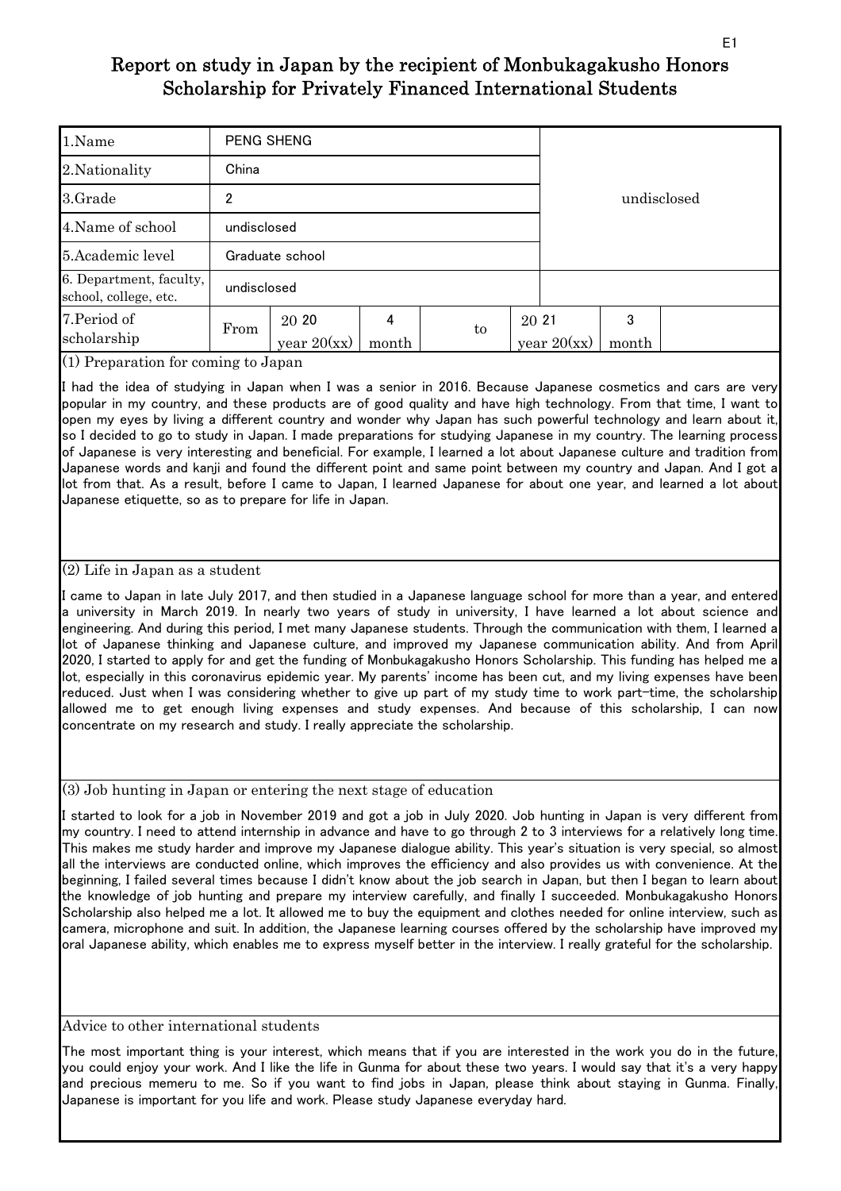# Report on study in Japan by the recipient of Monbukagakusho Honors Scholarship for Privately Financed International Students

| | | | | | | | |
|---|---|---|---|---|---|---|---|
| 1.Name | PENG SHENG | | | | | | undisclosed |
| 2.Nationality | China | | | | | | |
| 3.Grade | 2 | | | | | | |
| 4.Name of school | undisclosed | | | | | | |
| 5.Academic level | Graduate school | | | | | | |
| 6. Department, faculty, school, college, etc. | undisclosed | | | | | | |
| 7.Period of scholarship | From | 20 20 year 20(xx) | 4 month | to | 20 21 year 20(xx) | 3 month | |

(1) Preparation for coming to Japan

I had the idea of studying in Japan when I was a senior in 2016. Because Japanese cosmetics and cars are very popular in my country, and these products are of good quality and have high technology. From that time, I want to open my eyes by living a different country and wonder why Japan has such powerful technology and learn about it, so I decided to go to study in Japan. I made preparations for studying Japanese in my country. The learning process of Japanese is very interesting and beneficial. For example, I learned a lot about Japanese culture and tradition from Japanese words and kanji and found the different point and same point between my country and Japan. And I got a lot from that. As a result, before I came to Japan, I learned Japanese for about one year, and learned a lot about Japanese etiquette, so as to prepare for life in Japan.

(2) Life in Japan as a student

I came to Japan in late July 2017, and then studied in a Japanese language school for more than a year, and entered a university in March 2019. In nearly two years of study in university, I have learned a lot about science and engineering. And during this period, I met many Japanese students. Through the communication with them, I learned a lot of Japanese thinking and Japanese culture, and improved my Japanese communication ability. And from April 2020, I started to apply for and get the funding of Monbukagakusho Honors Scholarship. This funding has helped me a lot, especially in this coronavirus epidemic year. My parents' income has been cut, and my living expenses have been reduced. Just when I was considering whether to give up part of my study time to work part-time, the scholarship allowed me to get enough living expenses and study expenses. And because of this scholarship, I can now concentrate on my research and study. I really appreciate the scholarship.

(3) Job hunting in Japan or entering the next stage of education

I started to look for a job in November 2019 and got a job in July 2020. Job hunting in Japan is very different from my country. I need to attend internship in advance and have to go through 2 to 3 interviews for a relatively long time. This makes me study harder and improve my Japanese dialogue ability. This year's situation is very special, so almost all the interviews are conducted online, which improves the efficiency and also provides us with convenience. At the beginning, I failed several times because I didn't know about the job search in Japan, but then I began to learn about the knowledge of job hunting and prepare my interview carefully, and finally I succeeded. Monbukagakusho Honors Scholarship also helped me a lot. It allowed me to buy the equipment and clothes needed for online interview, such as camera, microphone and suit. In addition, the Japanese learning courses offered by the scholarship have improved my oral Japanese ability, which enables me to express myself better in the interview. I really grateful for the scholarship.

Advice to other international students

The most important thing is your interest, which means that if you are interested in the work you do in the future, you could enjoy your work. And I like the life in Gunma for about these two years. I would say that it's a very happy and precious memeru to me. So if you want to find jobs in Japan, please think about staying in Gunma. Finally, Japanese is important for you life and work. Please study Japanese everyday hard.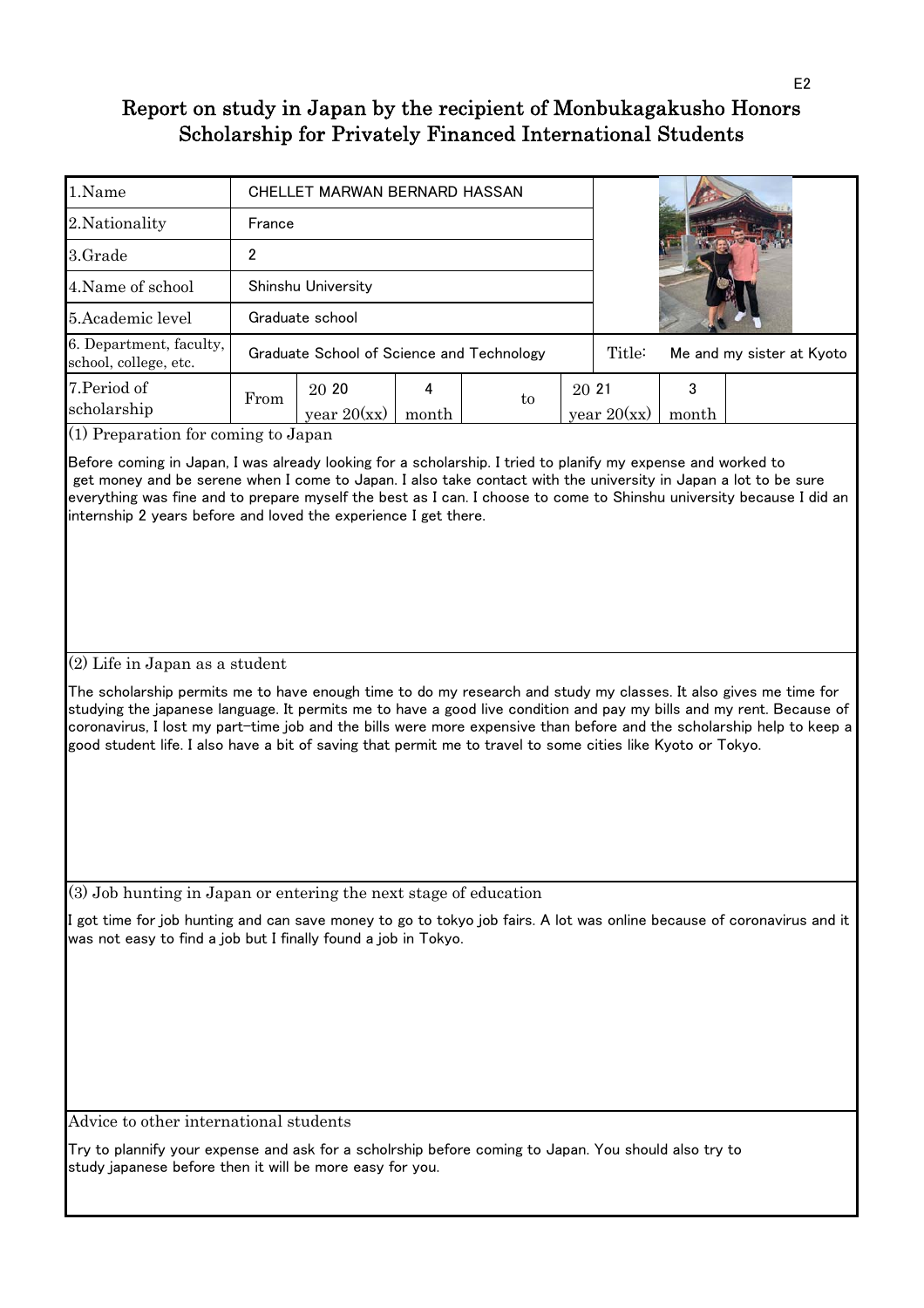# Report on study in Japan by the recipient of Monbukagakusho Honors Scholarship for Privately Financed International Students

| | | | | | | |
|---|---|---|---|---|---|---|
| 1.Name | CHELLET MARWAN BERNARD HASSAN | | | | | |
| 2.Nationality | France | | | | | |
| 3.Grade | 2 | | | | | |
| 4.Name of school | Shinshu University | | | | | |
| 5.Academic level | Graduate school | | | | | |
| 6. Department, faculty, school, college, etc. | Graduate School of Science and Technology | | | | Title: | Me and my sister at Kyoto |
| 7.Period of scholarship | From | 20 20 year 20(xx) | 4 month | to | 20 21 year 20(xx) | 3 month |

## (1) Preparation for coming to Japan

Before coming in Japan, I was already looking for a scholarship. I tried to planify my expense and worked to get money and be serene when I come to Japan. I also take contact with the university in Japan a lot to be sure everything was fine and to prepare myself the best as I can. I choose to come to Shinshu university because I did an internship 2 years before and loved the experience I get there.

## (2) Life in Japan as a student

The scholarship permits me to have enough time to do my research and study my classes. It also gives me time for studying the japanese language. It permits me to have a good live condition and pay my bills and my rent. Because of coronavirus, I lost my part-time job and the bills were more expensive than before and the scholarship help to keep a good student life. I also have a bit of saving that permit me to travel to some cities like Kyoto or Tokyo.

## (3) Job hunting in Japan or entering the next stage of education

I got time for job hunting and can save money to go to tokyo job fairs. A lot was online because of coronavirus and it was not easy to find a job but I finally found a job in Tokyo.

## Advice to other international students

Try to plannify your expense and ask for a scholrship before coming to Japan. You should also try to study japanese before then it will be more easy for you.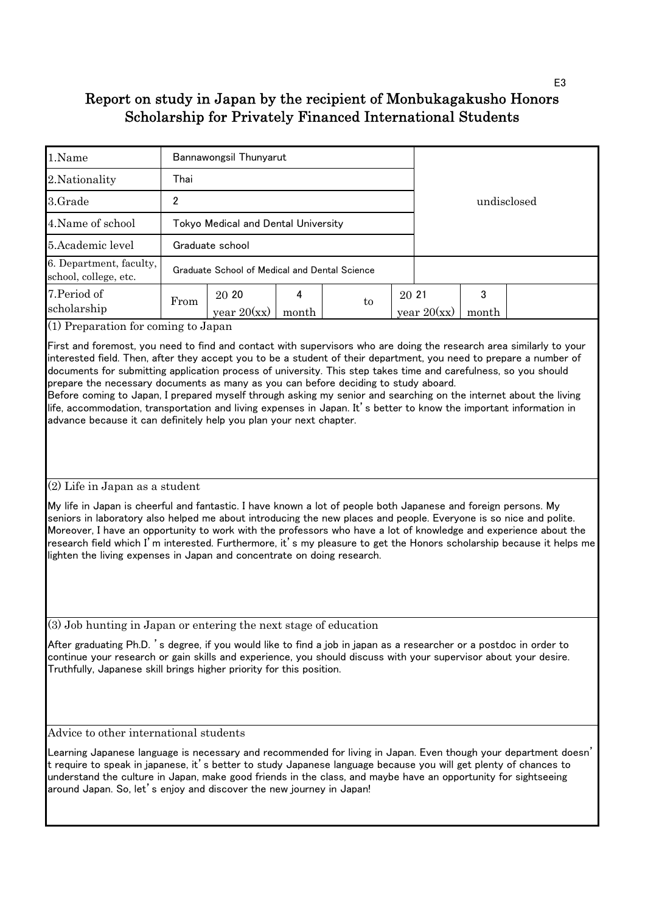E3

# Report on study in Japan by the recipient of Monbukagakusho Honors Scholarship for Privately Financed International Students

| 1.Name | Bannawongsil Thunyarut | | | | | | |
|---|---|---|---|---|---|---|---|
| 2.Nationality | Thai | | | | | undisclosed | |
| 3.Grade | 2 | | | | | | |
| 4.Name of school | Tokyo Medical and Dental University | | | | | | |
| 5.Academic level | Graduate school | | | | | | |
| 6. Department, faculty, school, college, etc. | Graduate School of Medical and Dental Science | | | | | | |
| 7.Period of scholarship | From | 20 20 year 20(xx) | 4 month | to | 20 21 year 20(xx) | 3 month | |

(1) Preparation for coming to Japan

First and foremost, you need to find and contact with supervisors who are doing the research area similarly to your interested field. Then, after they accept you to be a student of their department, you need to prepare a number of documents for submitting application process of university. This step takes time and carefulness, so you should prepare the necessary documents as many as you can before deciding to study aboard.
Before coming to Japan, I prepared myself through asking my senior and searching on the internet about the living life, accommodation, transportation and living expenses in Japan. It's better to know the important information in advance because it can definitely help you plan your next chapter.

(2) Life in Japan as a student

My life in Japan is cheerful and fantastic. I have known a lot of people both Japanese and foreign persons. My seniors in laboratory also helped me about introducing the new places and people. Everyone is so nice and polite. Moreover, I have an opportunity to work with the professors who have a lot of knowledge and experience about the research field which I'm interested. Furthermore, it's my pleasure to get the Honors scholarship because it helps me lighten the living expenses in Japan and concentrate on doing research.

(3) Job hunting in Japan or entering the next stage of education

After graduating Ph.D. 's degree, if you would like to find a job in japan as a researcher or a postdoc in order to continue your research or gain skills and experience, you should discuss with your supervisor about your desire. Truthfully, Japanese skill brings higher priority for this position.

Advice to other international students

Learning Japanese language is necessary and recommended for living in Japan. Even though your department doesn't require to speak in japanese, it's better to study Japanese language because you will get plenty of chances to understand the culture in Japan, make good friends in the class, and maybe have an opportunity for sightseeing around Japan. So, let's enjoy and discover the new journey in Japan!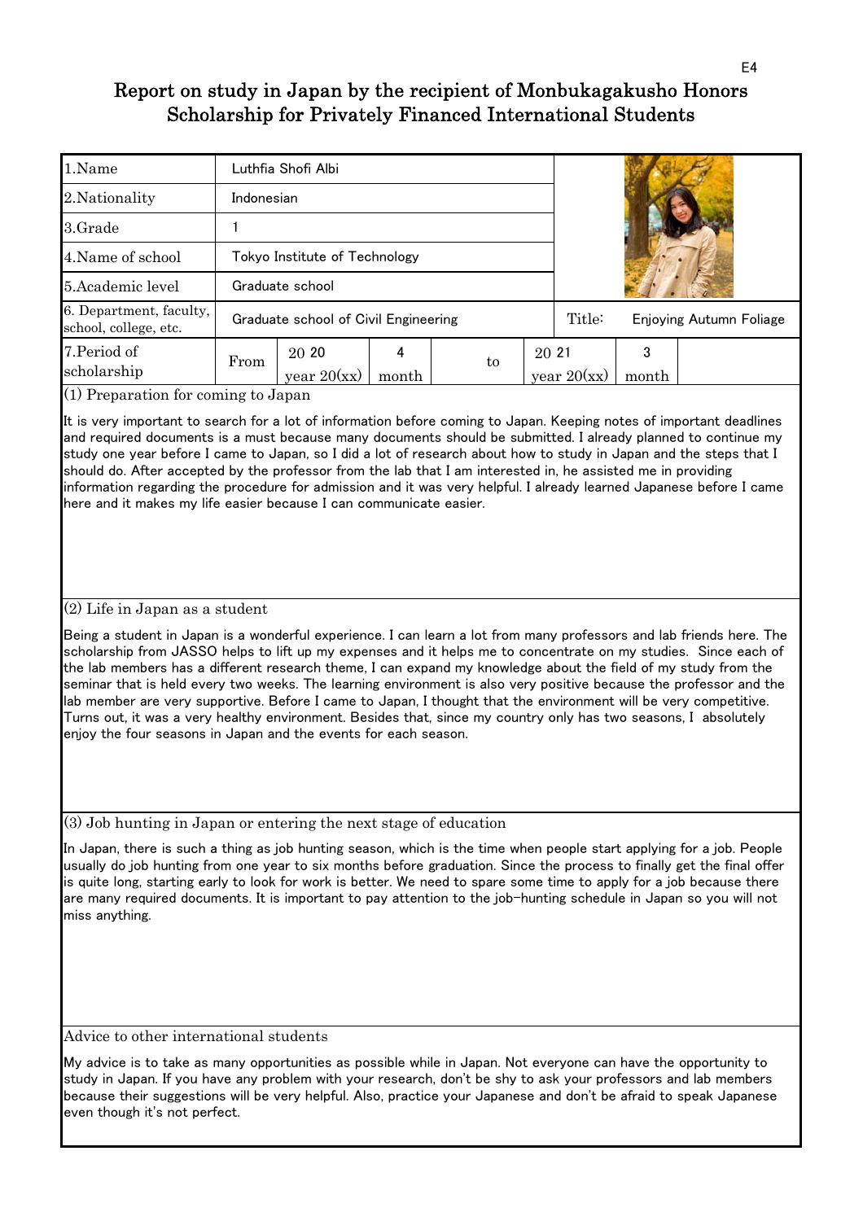# Report on study in Japan by the recipient of Monbukagakusho Honors Scholarship for Privately Financed International Students

| | | | | | | |
|---|---|---|---|---|---|---|
| 1.Name | Luthfia Shofi Albi | | | | | |
| 2.Nationality | Indonesian | | | | | |
| 3.Grade | 1 | | | | | |
| 4.Name of school | Tokyo Institute of Technology | | | | | |
| 5.Academic level | Graduate school | | | | | |
| 6. Department, faculty, school, college, etc. | Graduate school of Civil Engineering | | | | Title: | Enjoying Autumn Foliage |
| 7.Period of scholarship | From | 20 20 year 20(xx) | 4 month | to | 20 21 year 20(xx) | 3 month |

## (1) Preparation for coming to Japan

It is very important to search for a lot of information before coming to Japan. Keeping notes of important deadlines and required documents is a must because many documents should be submitted. I already planned to continue my study one year before I came to Japan, so I did a lot of research about how to study in Japan and the steps that I should do. After accepted by the professor from the lab that I am interested in, he assisted me in providing information regarding the procedure for admission and it was very helpful. I already learned Japanese before I came here and it makes my life easier because I can communicate easier.

## (2) Life in Japan as a student

Being a student in Japan is a wonderful experience. I can learn a lot from many professors and lab friends here. The scholarship from JASSO helps to lift up my expenses and it helps me to concentrate on my studies. Since each of the lab members has a different research theme, I can expand my knowledge about the field of my study from the seminar that is held every two weeks. The learning environment is also very positive because the professor and the lab member are very supportive. Before I came to Japan, I thought that the environment will be very competitive. Turns out, it was a very healthy environment. Besides that, since my country only has two seasons, I absolutely enjoy the four seasons in Japan and the events for each season.

## (3) Job hunting in Japan or entering the next stage of education

In Japan, there is such a thing as job hunting season, which is the time when people start applying for a job. People usually do job hunting from one year to six months before graduation. Since the process to finally get the final offer is quite long, starting early to look for work is better. We need to spare some time to apply for a job because there are many required documents. It is important to pay attention to the job-hunting schedule in Japan so you will not miss anything.

## Advice to other international students

My advice is to take as many opportunities as possible while in Japan. Not everyone can have the opportunity to study in Japan. If you have any problem with your research, don't be shy to ask your professors and lab members because their suggestions will be very helpful. Also, practice your Japanese and don't be afraid to speak Japanese even though it's not perfect.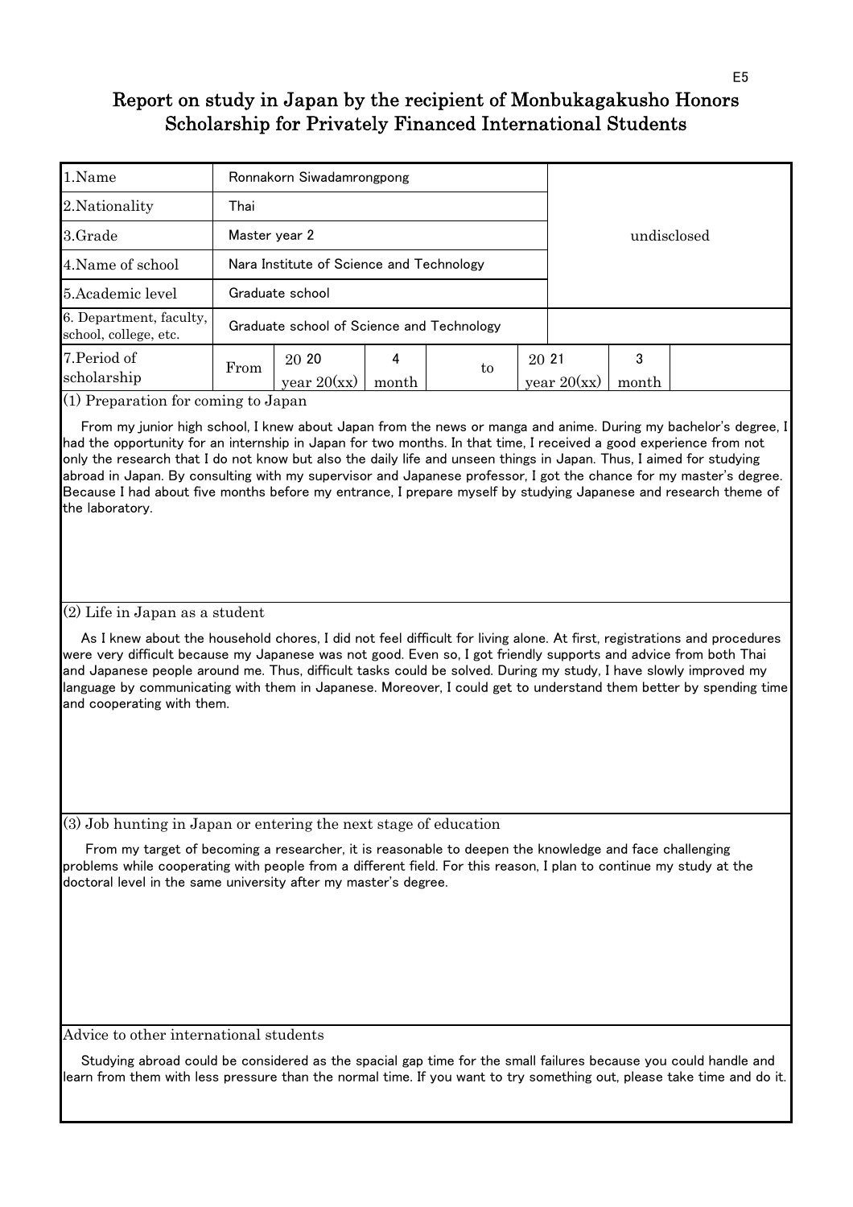# Report on study in Japan by the recipient of Monbukagakusho Honors Scholarship for Privately Financed International Students

| | | | | | | | |
|---|---|---|---|---|---|---|---|
| 1.Name | Ronnakorn Siwadamrongpong | | | | undisclosed | | |
| 2.Nationality | Thai | | | | | | |
| 3.Grade | Master year 2 | | | | | | |
| 4.Name of school | Nara Institute of Science and Technology | | | | | | |
| 5.Academic level | Graduate school | | | | | | |
| 6. Department, faculty, school, college, etc. | Graduate school of Science and Technology | | | | | | |
| 7.Period of scholarship | From | 20 20 year 20(xx) | 4 month | to | 20 21 year 20(xx) | 3 month | |

(1) Preparation for coming to Japan

From my junior high school, I knew about Japan from the news or manga and anime. During my bachelor's degree, I had the opportunity for an internship in Japan for two months. In that time, I received a good experience from not only the research that I do not know but also the daily life and unseen things in Japan. Thus, I aimed for studying abroad in Japan. By consulting with my supervisor and Japanese professor, I got the chance for my master's degree. Because I had about five months before my entrance, I prepare myself by studying Japanese and research theme of the laboratory.

(2) Life in Japan as a student

As I knew about the household chores, I did not feel difficult for living alone. At first, registrations and procedures were very difficult because my Japanese was not good. Even so, I got friendly supports and advice from both Thai and Japanese people around me. Thus, difficult tasks could be solved. During my study, I have slowly improved my language by communicating with them in Japanese. Moreover, I could get to understand them better by spending time and cooperating with them.

(3) Job hunting in Japan or entering the next stage of education

From my target of becoming a researcher, it is reasonable to deepen the knowledge and face challenging problems while cooperating with people from a different field. For this reason, I plan to continue my study at the doctoral level in the same university after my master's degree.

Advice to other international students

Studying abroad could be considered as the spacial gap time for the small failures because you could handle and learn from them with less pressure than the normal time. If you want to try something out, please take time and do it.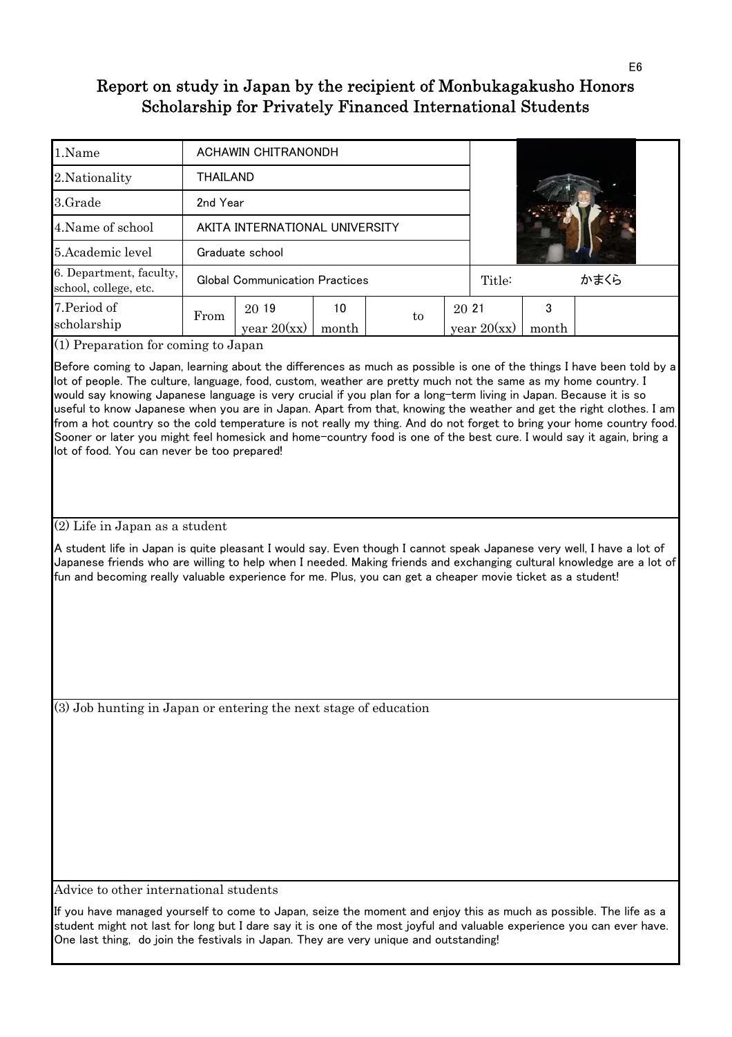# Report on study in Japan by the recipient of Monbukagakusho Honors Scholarship for Privately Financed International Students

| | | | | | | | |
|---|---|---|---|---|---|---|---|
| 1.Name | ACHAWIN CHITRANONDH | | | | | | |
| 2.Nationality | THAILAND | | | | | | |
| 3.Grade | 2nd Year | | | | | | |
| 4.Name of school | AKITA INTERNATIONAL UNIVERSITY | | | | | | |
| 5.Academic level | Graduate school | | | | | | |
| 6. Department, faculty, school, college, etc. | Global Communication Practices | | | | Title: | かまくら | |
| 7.Period of scholarship | From | 20 19 year 20(xx) | 10 month | to | 20 21 year 20(xx) | 3 month | |

## (1) Preparation for coming to Japan

Before coming to Japan, learning about the differences as much as possible is one of the things I have been told by a lot of people. The culture, language, food, custom, weather are pretty much not the same as my home country. I would say knowing Japanese language is very crucial if you plan for a long-term living in Japan. Because it is so useful to know Japanese when you are in Japan. Apart from that, knowing the weather and get the right clothes. I am from a hot country so the cold temperature is not really my thing. And do not forget to bring your home country food. Sooner or later you might feel homesick and home-country food is one of the best cure. I would say it again, bring a lot of food. You can never be too prepared!

## (2) Life in Japan as a student

A student life in Japan is quite pleasant I would say. Even though I cannot speak Japanese very well, I have a lot of Japanese friends who are willing to help when I needed. Making friends and exchanging cultural knowledge are a lot of fun and becoming really valuable experience for me. Plus, you can get a cheaper movie ticket as a student!

## (3) Job hunting in Japan or entering the next stage of education

## Advice to other international students

If you have managed yourself to come to Japan, seize the moment and enjoy this as much as possible. The life as a student might not last for long but I dare say it is one of the most joyful and valuable experience you can ever have. One last thing, do join the festivals in Japan. They are very unique and outstanding!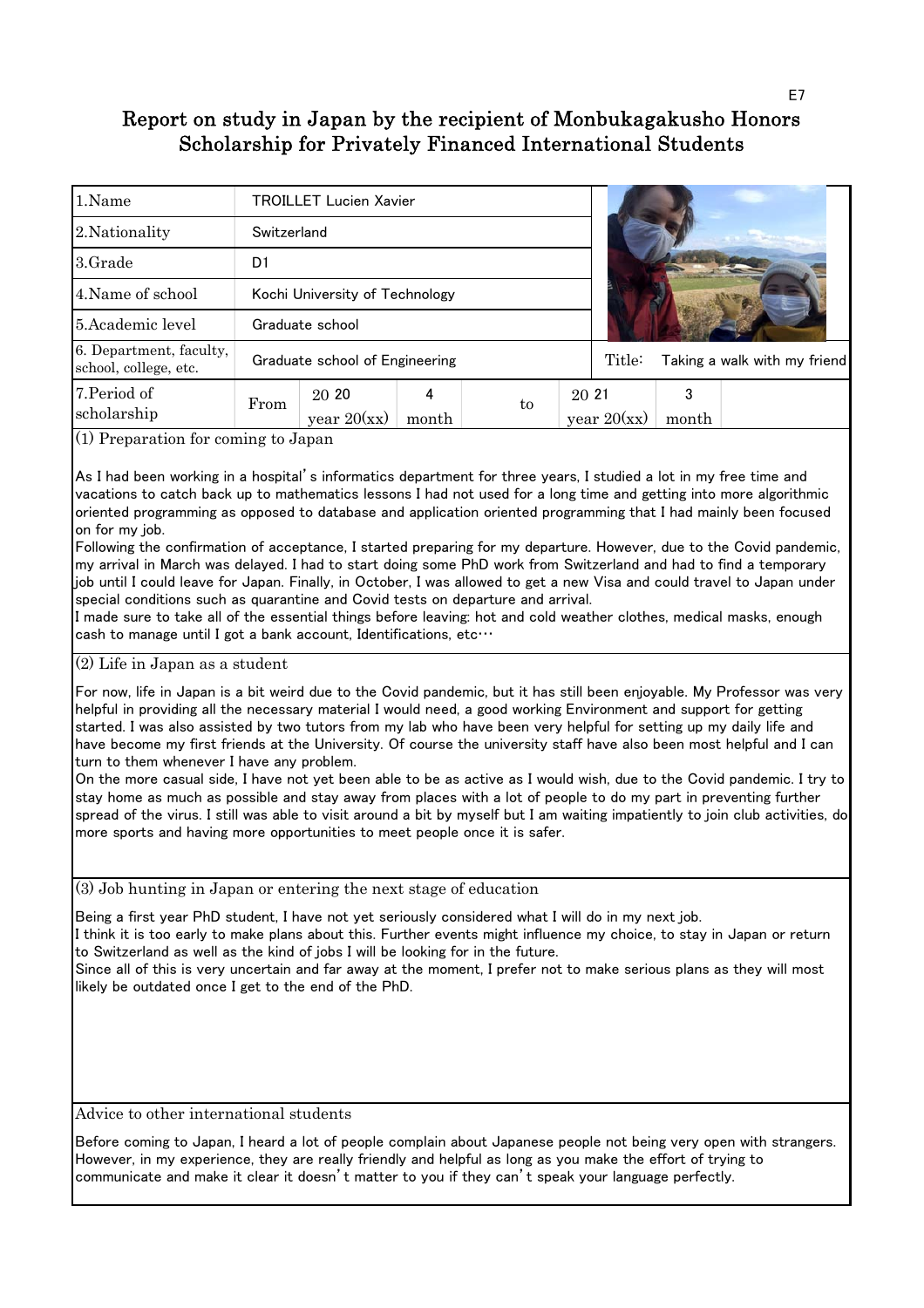# Report on study in Japan by the recipient of Monbukagakusho Honors Scholarship for Privately Financed International Students

| 1.Name | TROILLET Lucien Xavier | | | | | |
|---|---|---|---|---|---|---|
| 2.Nationality | Switzerland | | | | | |
| 3.Grade | D1 | | | | | |
| 4.Name of school | Kochi University of Technology | | | | | |
| 5.Academic level | Graduate school | | | | | |
| 6. Department, faculty, school, college, etc. | Graduate school of Engineering | | | | Title: Taking a walk with my friend | |
| 7.Period of scholarship | From | 20 20 year 20(xx) | 4 month | to | 20 21 year 20(xx) | 3 month |

(1) Preparation for coming to Japan

As I had been working in a hospital's informatics department for three years, I studied a lot in my free time and vacations to catch back up to mathematics lessons I had not used for a long time and getting into more algorithmic oriented programming as opposed to database and application oriented programming that I had mainly been focused on for my job.
Following the confirmation of acceptance, I started preparing for my departure. However, due to the Covid pandemic, my arrival in March was delayed. I had to start doing some PhD work from Switzerland and had to find a temporary job until I could leave for Japan. Finally, in October, I was allowed to get a new Visa and could travel to Japan under special conditions such as quarantine and Covid tests on departure and arrival.
I made sure to take all of the essential things before leaving: hot and cold weather clothes, medical masks, enough cash to manage until I got a bank account, Identifications, etc…

(2) Life in Japan as a student

For now, life in Japan is a bit weird due to the Covid pandemic, but it has still been enjoyable. My Professor was very helpful in providing all the necessary material I would need, a good working Environment and support for getting started. I was also assisted by two tutors from my lab who have been very helpful for setting up my daily life and have become my first friends at the University. Of course the university staff have also been most helpful and I can turn to them whenever I have any problem.
On the more casual side, I have not yet been able to be as active as I would wish, due to the Covid pandemic. I try to stay home as much as possible and stay away from places with a lot of people to do my part in preventing further spread of the virus. I still was able to visit around a bit by myself but I am waiting impatiently to join club activities, do more sports and having more opportunities to meet people once it is safer.

(3) Job hunting in Japan or entering the next stage of education

Being a first year PhD student, I have not yet seriously considered what I will do in my next job.
I think it is too early to make plans about this. Further events might influence my choice, to stay in Japan or return to Switzerland as well as the kind of jobs I will be looking for in the future.
Since all of this is very uncertain and far away at the moment, I prefer not to make serious plans as they will most likely be outdated once I get to the end of the PhD.

Advice to other international students

Before coming to Japan, I heard a lot of people complain about Japanese people not being very open with strangers. However, in my experience, they are really friendly and helpful as long as you make the effort of trying to communicate and make it clear it doesn't matter to you if they can't speak your language perfectly.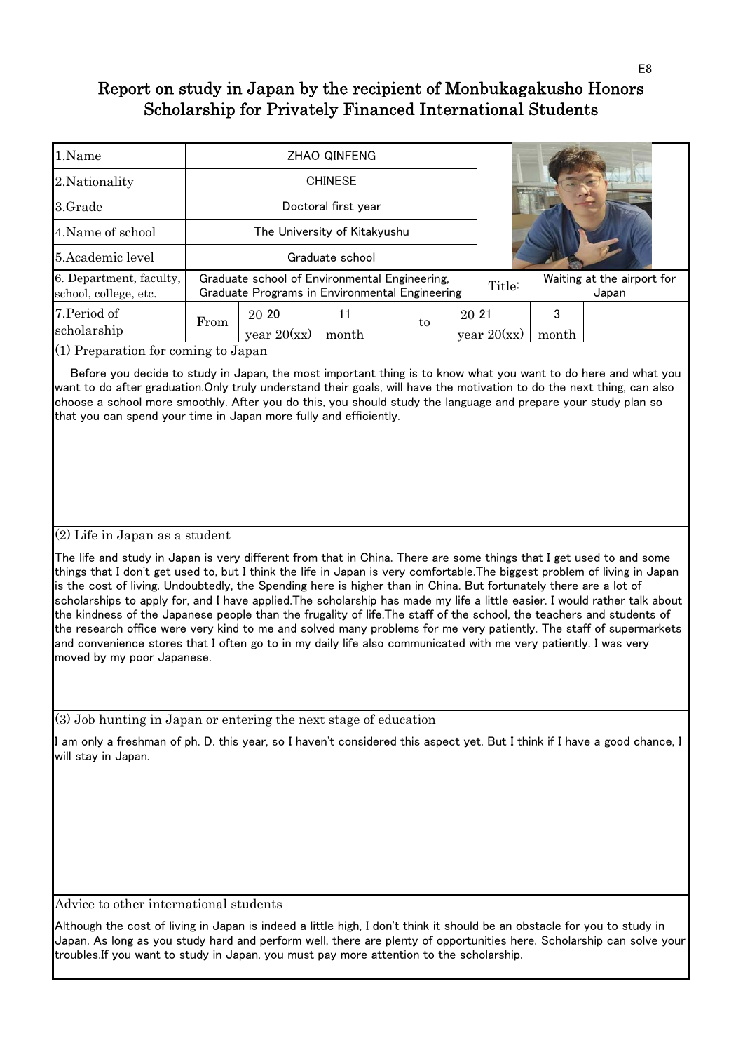# Report on study in Japan by the recipient of Monbukagakusho Honors Scholarship for Privately Financed International Students

| | | | | | | | |
|---|---|---|---|---|---|---|---|
| 1.Name | ZHAO QINFENG | | | | | | |
| 2.Nationality | CHINESE | | | | | | |
| 3.Grade | Doctoral first year | | | | | | |
| 4.Name of school | The University of Kitakyushu | | | | | | |
| 5.Academic level | Graduate school | | | | | | |
| 6. Department, faculty, school, college, etc. | Graduate school of Environmental Engineering, Graduate Programs in Environmental Engineering | | | | Title: | Waiting at the airport for Japan | |
| 7.Period of scholarship | From | 20 20 year 20(xx) | 11 month | to | 20 21 year 20(xx) | 3 month | |

(1) Preparation for coming to Japan

Before you decide to study in Japan, the most important thing is to know what you want to do here and what you want to do after graduation.Only truly understand their goals, will have the motivation to do the next thing, can also choose a school more smoothly. After you do this, you should study the language and prepare your study plan so that you can spend your time in Japan more fully and efficiently.

(2) Life in Japan as a student

The life and study in Japan is very different from that in China. There are some things that I get used to and some things that I don't get used to, but I think the life in Japan is very comfortable.The biggest problem of living in Japan is the cost of living. Undoubtedly, the Spending here is higher than in China. But fortunately there are a lot of scholarships to apply for, and I have applied.The scholarship has made my life a little easier. I would rather talk about the kindness of the Japanese people than the frugality of life.The staff of the school, the teachers and students of the research office were very kind to me and solved many problems for me very patiently. The staff of supermarkets and convenience stores that I often go to in my daily life also communicated with me very patiently. I was very moved by my poor Japanese.

(3) Job hunting in Japan or entering the next stage of education

I am only a freshman of ph. D. this year, so I haven't considered this aspect yet. But I think if I have a good chance, I will stay in Japan.

Advice to other international students

Although the cost of living in Japan is indeed a little high, I don't think it should be an obstacle for you to study in Japan. As long as you study hard and perform well, there are plenty of opportunities here. Scholarship can solve your troubles.If you want to study in Japan, you must pay more attention to the scholarship.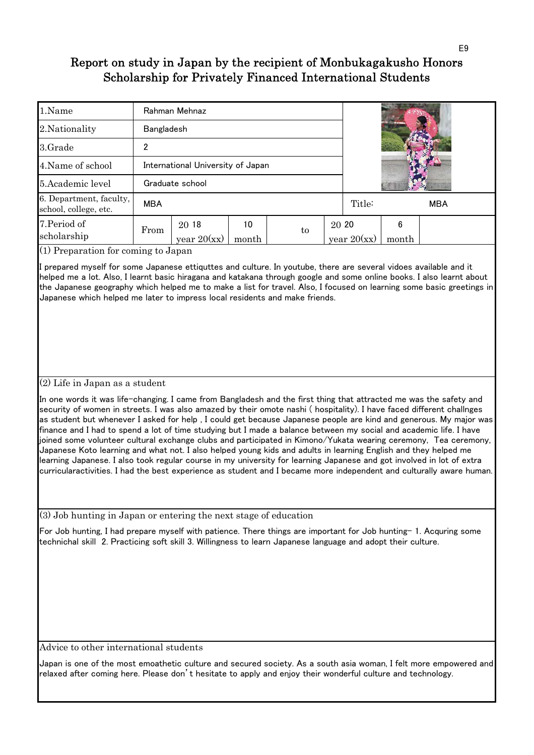# Report on study in Japan by the recipient of Monbukagakusho Honors Scholarship for Privately Financed International Students

| | | | | | | | |
|---|---|---|---|---|---|---|---|
| 1.Name | Rahman Mehnaz | | | | | | |
| 2.Nationality | Bangladesh | | | | | | |
| 3.Grade | 2 | | | | | | |
| 4.Name of school | International University of Japan | | | | | | |
| 5.Academic level | Graduate school | | | | | | |
| 6. Department, faculty, school, college, etc. | MBA | | | | Title: | MBA | |
| 7.Period of scholarship | From | 20 18 year 20(xx) | 10 month | to | 20 20 year 20(xx) | 6 month | |

## (1) Preparation for coming to Japan

I prepared myself for some Japanese ettiquttes and culture. In youtube, there are several vidoes available and it helped me a lot. Also, I learnt basic hiragana and katakana through google and some online books. I also learnt about the Japanese geography which helped me to make a list for travel. Also, I focused on learning some basic greetings in Japanese which helped me later to impress local residents and make friends.

## (2) Life in Japan as a student

In one words it was life-changing. I came from Bangladesh and the first thing that attracted me was the safety and security of women in streets. I was also amazed by their omote nashi ( hospitality). I have faced different challnges as student but whenever I asked for help , I could get because Japanese people are kind and generous. My major was finance and I had to spend a lot of time studying but I made a balance between my social and academic life. I have joined some volunteer cultural exchange clubs and participated in Kimono/Yukata wearing ceremony, Tea ceremony, Japanese Koto learning and what not. I also helped young kids and adults in learning English and they helped me learning Japanese. I also took regular course in my university for learning Japanese and got involved in lot of extra curricularactivities. I had the best experience as student and I became more independent and culturally aware human.

## (3) Job hunting in Japan or entering the next stage of education

For Job hunting, I had prepare myself with patience. There things are important for Job hunting- 1. Acquring some technichal skill 2. Practicing soft skill 3. Willingness to learn Japanese language and adopt their culture.

## Advice to other international students

Japan is one of the most emoathetic culture and secured society. As a south asia woman, I felt more empowered and relaxed after coming here. Please don't hesitate to apply and enjoy their wonderful culture and technology.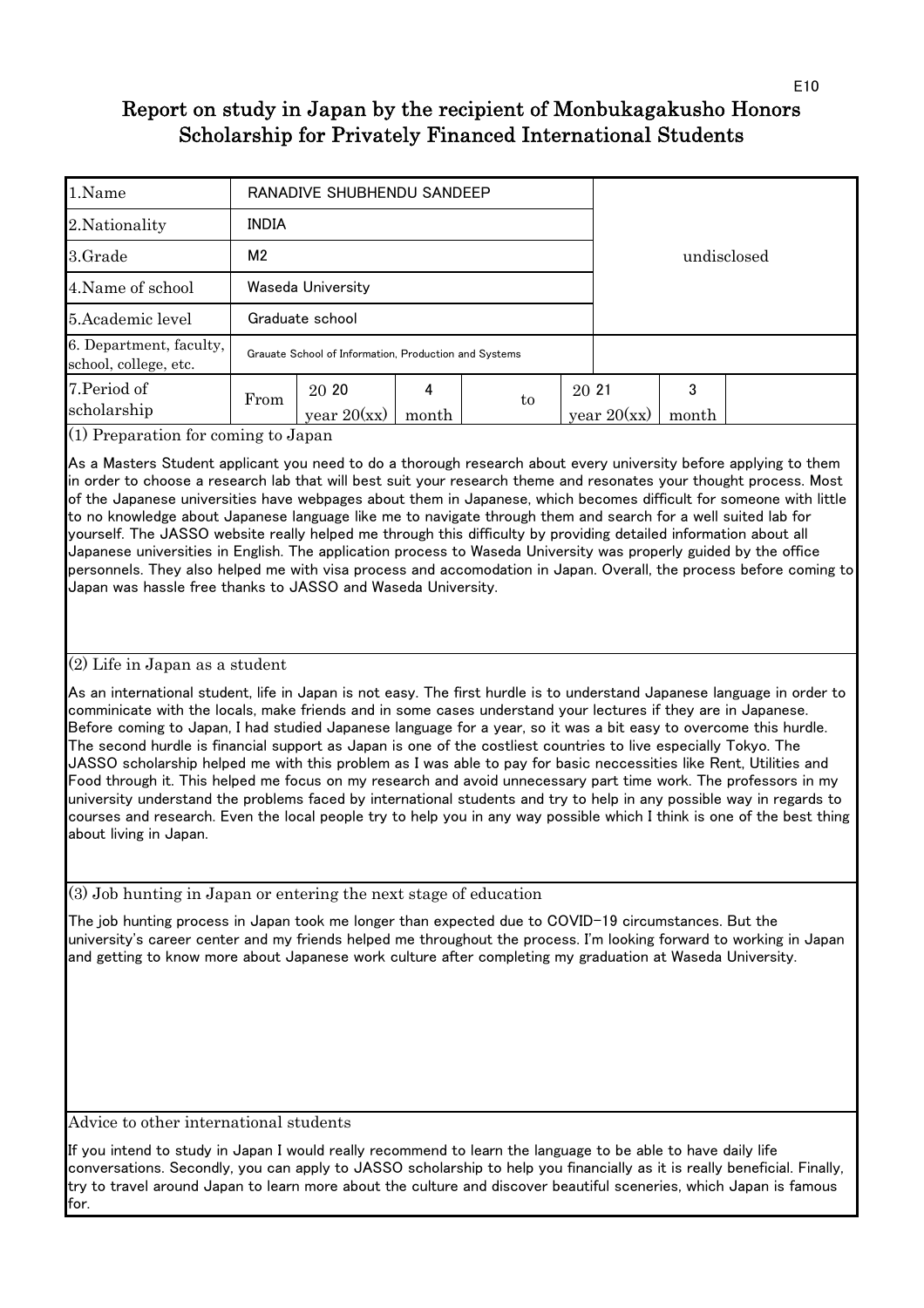# Report on study in Japan by the recipient of Monbukagakusho Honors Scholarship for Privately Financed International Students

| 1.Name | RANADIVE SHUBHENDU SANDEEP | | | | | | undisclosed |
|---|---|---|---|---|---|---|---|
| 2.Nationality | INDIA | | | | | | |
| 3.Grade | M2 | | | | | | |
| 4.Name of school | Waseda University | | | | | | |
| 5.Academic level | Graduate school | | | | | | |
| 6. Department, faculty, school, college, etc. | Grauate School of Information, Production and Systems | | | | | | |
| 7.Period of scholarship | From | 20 20 year 20(xx) | 4 month | to | 20 21 year 20(xx) | 3 month | |

(1) Preparation for coming to Japan

As a Masters Student applicant you need to do a thorough research about every university before applying to them in order to choose a research lab that will best suit your research theme and resonates your thought process. Most of the Japanese universities have webpages about them in Japanese, which becomes difficult for someone with little to no knowledge about Japanese language like me to navigate through them and search for a well suited lab for yourself. The JASSO website really helped me through this difficulty by providing detailed information about all Japanese universities in English. The application process to Waseda University was properly guided by the office personnels. They also helped me with visa process and accomodation in Japan. Overall, the process before coming to Japan was hassle free thanks to JASSO and Waseda University.

(2) Life in Japan as a student

As an international student, life in Japan is not easy. The first hurdle is to understand Japanese language in order to comminicate with the locals, make friends and in some cases understand your lectures if they are in Japanese. Before coming to Japan, I had studied Japanese language for a year, so it was a bit easy to overcome this hurdle. The second hurdle is financial support as Japan is one of the costliest countries to live especially Tokyo. The JASSO scholarship helped me with this problem as I was able to pay for basic neccessities like Rent, Utilities and Food through it. This helped me focus on my research and avoid unnecessary part time work. The professors in my university understand the problems faced by international students and try to help in any possible way in regards to courses and research. Even the local people try to help you in any way possible which I think is one of the best thing about living in Japan.

(3) Job hunting in Japan or entering the next stage of education

The job hunting process in Japan took me longer than expected due to COVID-19 circumstances. But the university's career center and my friends helped me throughout the process. I'm looking forward to working in Japan and getting to know more about Japanese work culture after completing my graduation at Waseda University.

Advice to other international students

If you intend to study in Japan I would really recommend to learn the language to be able to have daily life conversations. Secondly, you can apply to JASSO scholarship to help you financially as it is really beneficial. Finally, try to travel around Japan to learn more about the culture and discover beautiful sceneries, which Japan is famous for.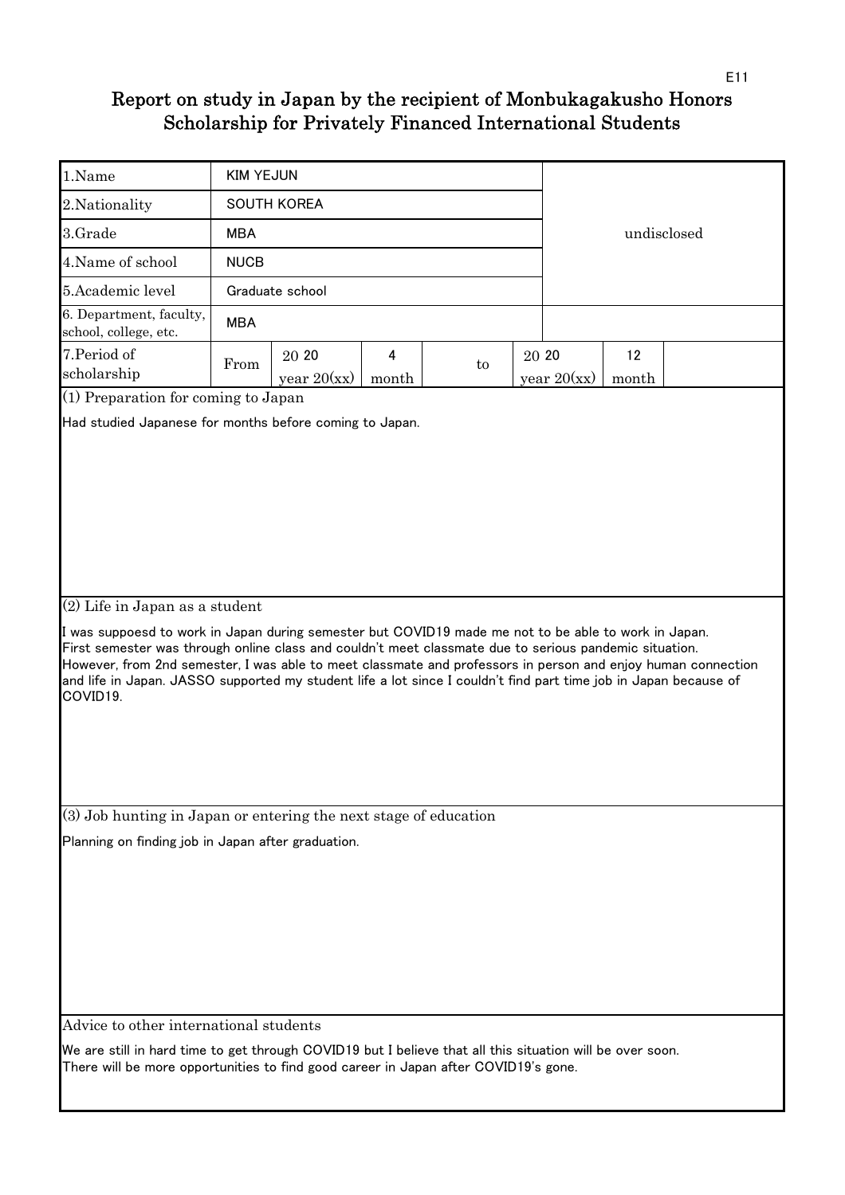# Report on study in Japan by the recipient of Monbukagakusho Honors Scholarship for Privately Financed International Students

| | | | | | | | |
|---|---|---|---|---|---|---|---|
| 1.Name | KIM YEJUN | | | | | undisclosed | |
| 2.Nationality | SOUTH KOREA | | | | | | |
| 3.Grade | MBA | | | | | | |
| 4.Name of school | NUCB | | | | | | |
| 5.Academic level | Graduate school | | | | | | |
| 6. Department, faculty, school, college, etc. | MBA | | | | | | |
| 7.Period of scholarship | From | 20 20 year 20(xx) | 4 month | to | 20 20 year 20(xx) | 12 month | |

(1) Preparation for coming to Japan

Had studied Japanese for months before coming to Japan.

(2) Life in Japan as a student

I was suppoesd to work in Japan during semester but COVID19 made me not to be able to work in Japan.
First semester was through online class and couldn't meet classmate due to serious pandemic situation.
However, from 2nd semester, I was able to meet classmate and professors in person and enjoy human connection and life in Japan. JASSO supported my student life a lot since I couldn't find part time job in Japan because of COVID19.

(3) Job hunting in Japan or entering the next stage of education

Planning on finding job in Japan after graduation.

Advice to other international students

We are still in hard time to get through COVID19 but I believe that all this situation will be over soon.
There will be more opportunities to find good career in Japan after COVID19's gone.